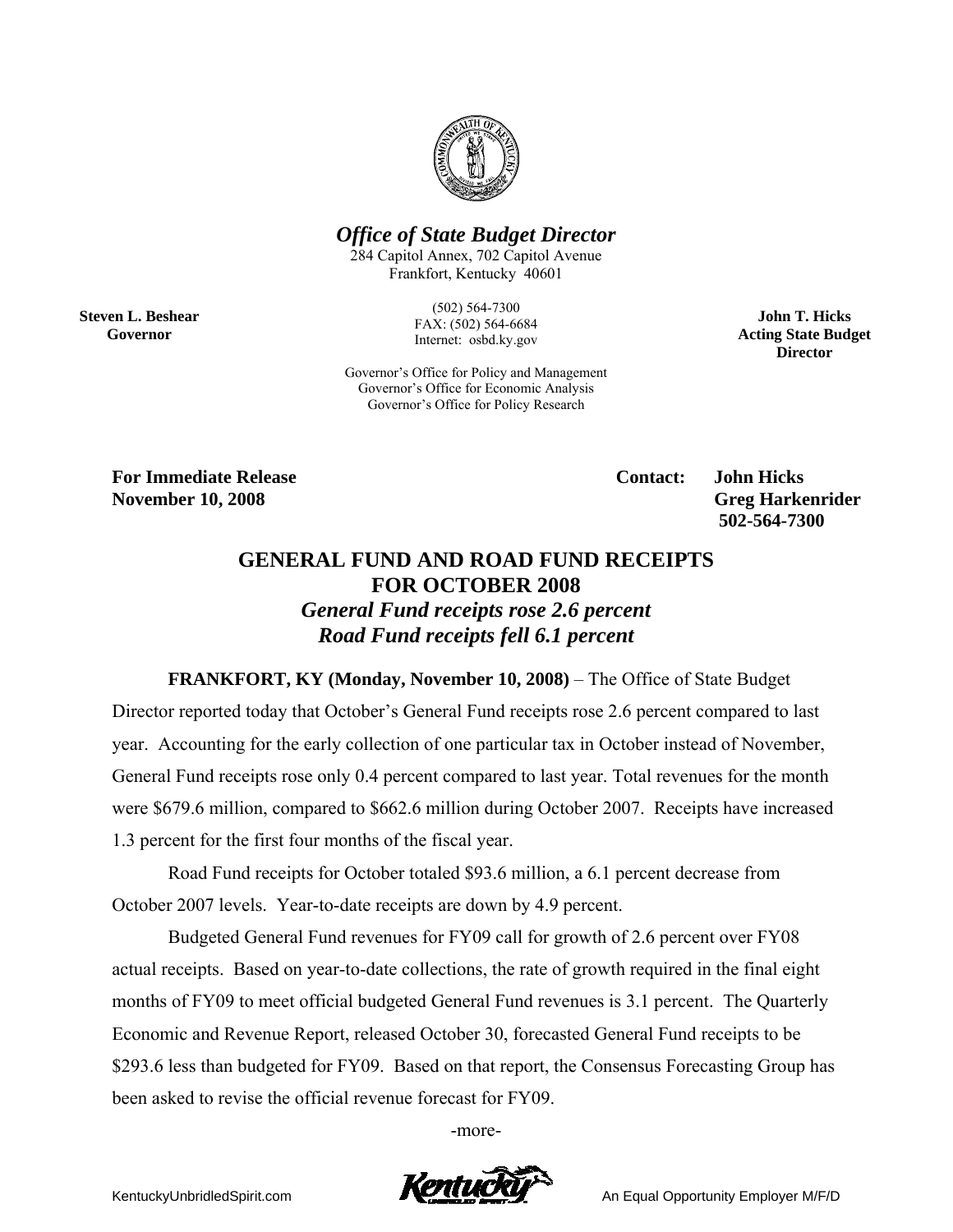***Office of State Budget Director***

284 Capitol Annex, 702 Capitol Avenue
Frankfort, Kentucky 40601

(502) 564-7300
FAX: (502) 564-6684
Internet: osbd.ky.gov

Governor's Office for Policy and Management
Governor's Office for Economic Analysis
Governor's Office for Policy Research

**Steven L. Beshear**
**Governor**

**John T. Hicks**
**Acting State Budget Director**

**For Immediate Release**
**November 10, 2008**

**Contact: John Hicks**
**Greg Harkenrider**
**502-564-7300**

# GENERAL FUND AND ROAD FUND RECEIPTS FOR OCTOBER 2008

## *General Fund receipts rose 2.6 percent*
## *Road Fund receipts fell 6.1 percent*

**FRANKFORT, KY (Monday, November 10, 2008)** – The Office of State Budget Director reported today that October's General Fund receipts rose 2.6 percent compared to last year. Accounting for the early collection of one particular tax in October instead of November, General Fund receipts rose only 0.4 percent compared to last year. Total revenues for the month were $679.6 million, compared to $662.6 million during October 2007. Receipts have increased 1.3 percent for the first four months of the fiscal year.

Road Fund receipts for October totaled $93.6 million, a 6.1 percent decrease from October 2007 levels. Year-to-date receipts are down by 4.9 percent.

Budgeted General Fund revenues for FY09 call for growth of 2.6 percent over FY08 actual receipts. Based on year-to-date collections, the rate of growth required in the final eight months of FY09 to meet official budgeted General Fund revenues is 3.1 percent. The Quarterly Economic and Revenue Report, released October 30, forecasted General Fund receipts to be $293.6 less than budgeted for FY09. Based on that report, the Consensus Forecasting Group has been asked to revise the official revenue forecast for FY09.

-more-

KentuckyUnbridledSpirit.com

An Equal Opportunity Employer M/F/D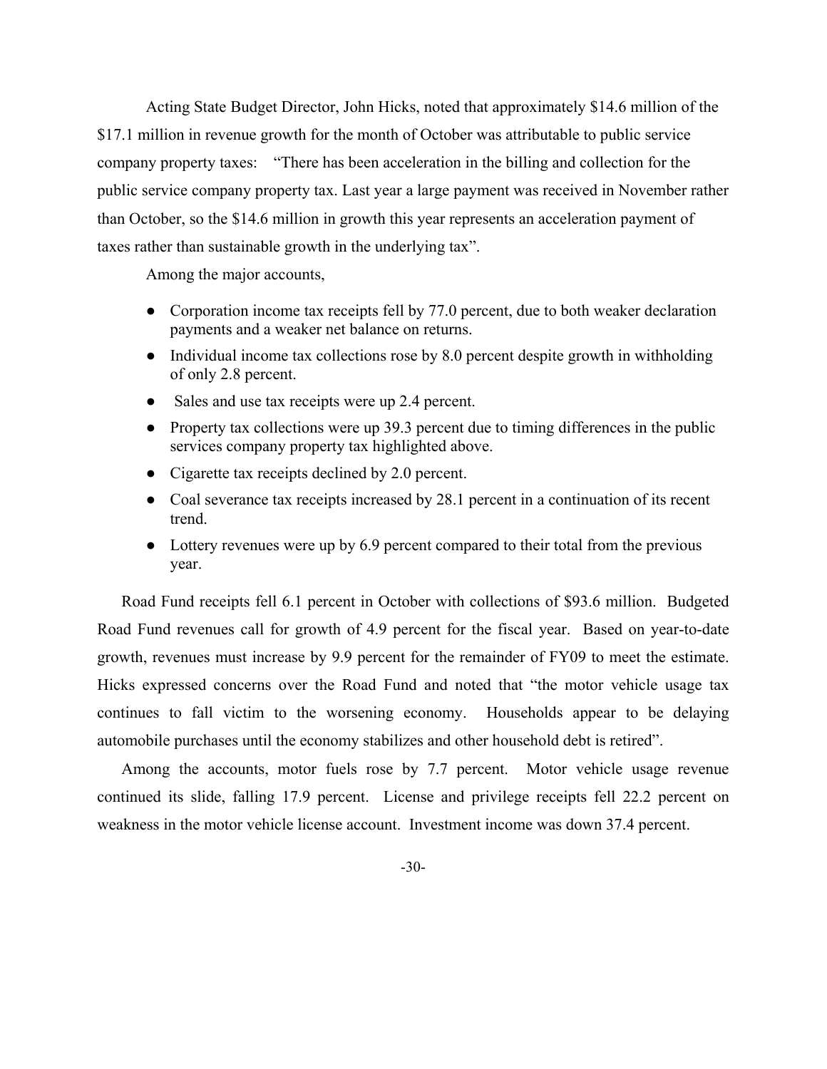Acting State Budget Director, John Hicks, noted that approximately $14.6 million of the $17.1 million in revenue growth for the month of October was attributable to public service company property taxes: "There has been acceleration in the billing and collection for the public service company property tax. Last year a large payment was received in November rather than October, so the $14.6 million in growth this year represents an acceleration payment of taxes rather than sustainable growth in the underlying tax".

Among the major accounts,

- Corporation income tax receipts fell by 77.0 percent, due to both weaker declaration payments and a weaker net balance on returns.
- Individual income tax collections rose by 8.0 percent despite growth in withholding of only 2.8 percent.
- Sales and use tax receipts were up 2.4 percent.
- Property tax collections were up 39.3 percent due to timing differences in the public services company property tax highlighted above.
- Cigarette tax receipts declined by 2.0 percent.
- Coal severance tax receipts increased by 28.1 percent in a continuation of its recent trend.
- Lottery revenues were up by 6.9 percent compared to their total from the previous year.

Road Fund receipts fell 6.1 percent in October with collections of $93.6 million. Budgeted Road Fund revenues call for growth of 4.9 percent for the fiscal year. Based on year-to-date growth, revenues must increase by 9.9 percent for the remainder of FY09 to meet the estimate. Hicks expressed concerns over the Road Fund and noted that "the motor vehicle usage tax continues to fall victim to the worsening economy. Households appear to be delaying automobile purchases until the economy stabilizes and other household debt is retired".

Among the accounts, motor fuels rose by 7.7 percent. Motor vehicle usage revenue continued its slide, falling 17.9 percent. License and privilege receipts fell 22.2 percent on weakness in the motor vehicle license account. Investment income was down 37.4 percent.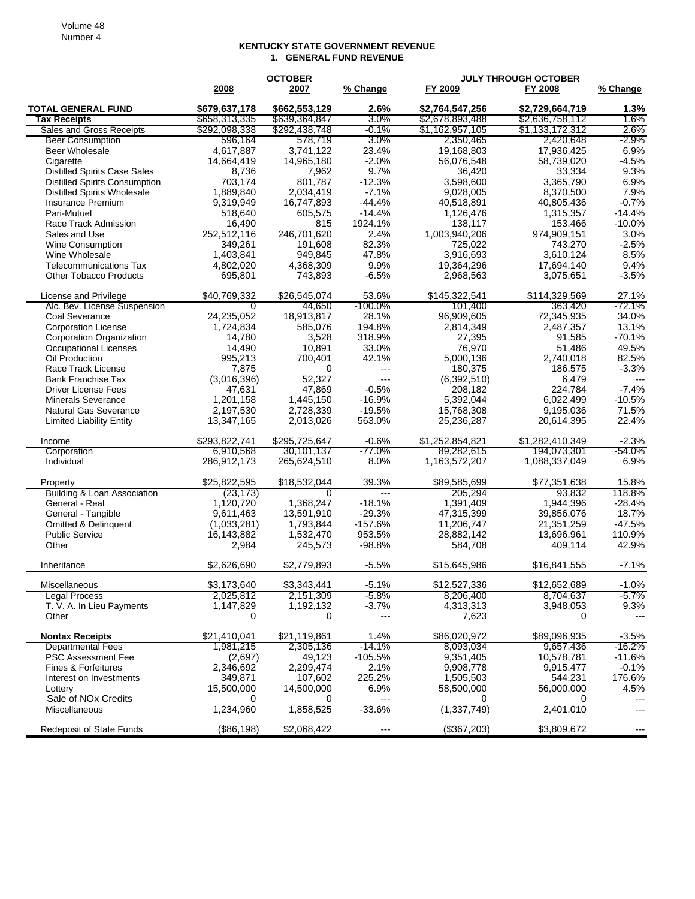## KENTUCKY STATE GOVERNMENT REVENUE

### 1. GENERAL FUND REVENUE

| | OCTOBER | | | JULY THROUGH OCTOBER | | |
|---|---|---|---|---|---|---|
| | 2008 | 2007 | % Change | FY 2009 | FY 2008 | % Change |
| **TOTAL GENERAL FUND** | **$679,637,178** | **$662,553,129** | **2.6%** | **$2,764,547,256** | **$2,729,664,719** | **1.3%** |
| **Tax Receipts** | $658,313,335 | $639,364,847 | 3.0% | $2,678,893,488 | $2,636,758,112 | 1.6% |
| Sales and Gross Receipts | $292,098,338 | $292,438,748 | -0.1% | $1,162,957,105 | $1,133,172,312 | 2.6% |
| Beer Consumption | 596,164 | 578,719 | 3.0% | 2,350,465 | 2,420,648 | -2.9% |
| Beer Wholesale | 4,617,887 | 3,741,122 | 23.4% | 19,168,803 | 17,936,425 | 6.9% |
| Cigarette | 14,664,419 | 14,965,180 | -2.0% | 56,076,548 | 58,739,020 | -4.5% |
| Distilled Spirits Case Sales | 8,736 | 7,962 | 9.7% | 36,420 | 33,334 | 9.3% |
| Distilled Spirits Consumption | 703,174 | 801,787 | -12.3% | 3,598,600 | 3,365,790 | 6.9% |
| Distilled Spirits Wholesale | 1,889,840 | 2,034,419 | -7.1% | 9,028,005 | 8,370,500 | 7.9% |
| Insurance Premium | 9,319,949 | 16,747,893 | -44.4% | 40,518,891 | 40,805,436 | -0.7% |
| Pari-Mutuel | 518,640 | 605,575 | -14.4% | 1,126,476 | 1,315,357 | -14.4% |
| Race Track Admission | 16,490 | 815 | 1924.1% | 138,117 | 153,466 | -10.0% |
| Sales and Use | 252,512,116 | 246,701,620 | 2.4% | 1,003,940,206 | 974,909,151 | 3.0% |
| Wine Consumption | 349,261 | 191,608 | 82.3% | 725,022 | 743,270 | -2.5% |
| Wine Wholesale | 1,403,841 | 949,845 | 47.8% | 3,916,693 | 3,610,124 | 8.5% |
| Telecommunications Tax | 4,802,020 | 4,368,309 | 9.9% | 19,364,296 | 17,694,140 | 9.4% |
| Other Tobacco Products | 695,801 | 743,893 | -6.5% | 2,968,563 | 3,075,651 | -3.5% |
| | | | | | | |
| License and Privilege | $40,769,332 | $26,545,074 | 53.6% | $145,322,541 | $114,329,569 | 27.1% |
| Alc. Bev. License Suspension | 0 | 44,650 | -100.0% | 101,400 | 363,420 | -72.1% |
| Coal Severance | 24,235,052 | 18,913,817 | 28.1% | 96,909,605 | 72,345,935 | 34.0% |
| Corporation License | 1,724,834 | 585,076 | 194.8% | 2,814,349 | 2,487,357 | 13.1% |
| Corporation Organization | 14,780 | 3,528 | 318.9% | 27,395 | 91,585 | -70.1% |
| Occupational Licenses | 14,490 | 10,891 | 33.0% | 76,970 | 51,486 | 49.5% |
| Oil Production | 995,213 | 700,401 | 42.1% | 5,000,136 | 2,740,018 | 82.5% |
| Race Track License | 7,875 | 0 | --- | 180,375 | 186,575 | -3.3% |
| Bank Franchise Tax | (3,016,396) | 52,327 | --- | (6,392,510) | 6,479 | --- |
| Driver License Fees | 47,631 | 47,869 | -0.5% | 208,182 | 224,784 | -7.4% |
| Minerals Severance | 1,201,158 | 1,445,150 | -16.9% | 5,392,044 | 6,022,499 | -10.5% |
| Natural Gas Severance | 2,197,530 | 2,728,339 | -19.5% | 15,768,308 | 9,195,036 | 71.5% |
| Limited Liability Entity | 13,347,165 | 2,013,026 | 563.0% | 25,236,287 | 20,614,395 | 22.4% |
| | | | | | | |
| Income | $293,822,741 | $295,725,647 | -0.6% | $1,252,854,821 | $1,282,410,349 | -2.3% |
| Corporation | 6,910,568 | 30,101,137 | -77.0% | 89,282,615 | 194,073,301 | -54.0% |
| Individual | 286,912,173 | 265,624,510 | 8.0% | 1,163,572,207 | 1,088,337,049 | 6.9% |
| | | | | | | |
| Property | $25,822,595 | $18,532,044 | 39.3% | $89,585,699 | $77,351,638 | 15.8% |
| Building & Loan Association | (23,173) | 0 | --- | 205,294 | 93,832 | 118.8% |
| General - Real | 1,120,720 | 1,368,247 | -18.1% | 1,391,409 | 1,944,396 | -28.4% |
| General - Tangible | 9,611,463 | 13,591,910 | -29.3% | 47,315,399 | 39,856,076 | 18.7% |
| Omitted & Delinquent | (1,033,281) | 1,793,844 | -157.6% | 11,206,747 | 21,351,259 | -47.5% |
| Public Service | 16,143,882 | 1,532,470 | 953.5% | 28,882,142 | 13,696,961 | 110.9% |
| Other | 2,984 | 245,573 | -98.8% | 584,708 | 409,114 | 42.9% |
| | | | | | | |
| Inheritance | $2,626,690 | $2,779,893 | -5.5% | $15,645,986 | $16,841,555 | -7.1% |
| | | | | | | |
| Miscellaneous | $3,173,640 | $3,343,441 | -5.1% | $12,527,336 | $12,652,689 | -1.0% |
| Legal Process | 2,025,812 | 2,151,309 | -5.8% | 8,206,400 | 8,704,637 | -5.7% |
| T. V. A. In Lieu Payments | 1,147,829 | 1,192,132 | -3.7% | 4,313,313 | 3,948,053 | 9.3% |
| Other | 0 | 0 | --- | 7,623 | 0 | --- |
| | | | | | | |
| **Nontax Receipts** | $21,410,041 | $21,119,861 | 1.4% | $86,020,972 | $89,096,935 | -3.5% |
| Departmental Fees | 1,981,215 | 2,305,136 | -14.1% | 8,093,034 | 9,657,436 | -16.2% |
| PSC Assessment Fee | (2,697) | 49,123 | -105.5% | 9,351,405 | 10,578,781 | -11.6% |
| Fines & Forfeitures | 2,346,692 | 2,299,474 | 2.1% | 9,908,778 | 9,915,477 | -0.1% |
| Interest on Investments | 349,871 | 107,602 | 225.2% | 1,505,503 | 544,231 | 176.6% |
| Lottery | 15,500,000 | 14,500,000 | 6.9% | 58,500,000 | 56,000,000 | 4.5% |
| Sale of NOx Credits | 0 | 0 | --- | 0 | 0 | --- |
| Miscellaneous | 1,234,960 | 1,858,525 | -33.6% | (1,337,749) | 2,401,010 | --- |
| | | | | | | |
| Redeposit of State Funds | ($86,198) | $2,068,422 | --- | ($367,203) | $3,809,672 | --- |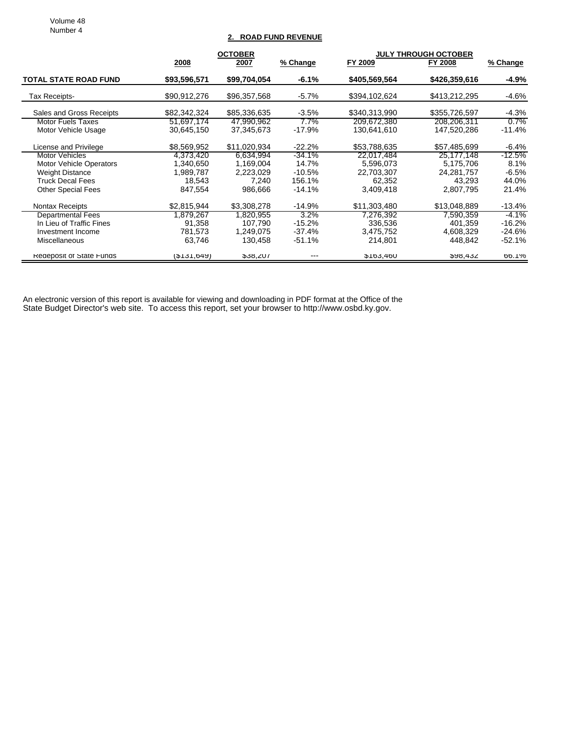## 2. ROAD FUND REVENUE

| | OCTOBER | | | JULY THROUGH OCTOBER | | |
|---|---|---|---|---|---|---|
| | 2008 | 2007 | % Change | FY 2009 | FY 2008 | % Change |
| **TOTAL STATE ROAD FUND** | **$93,596,571** | **$99,704,054** | **-6.1%** | **$405,569,564** | **$426,359,616** | **-4.9%** |
| Tax Receipts- | $90,912,276 | $96,357,568 | -5.7% | $394,102,624 | $413,212,295 | -4.6% |
| Sales and Gross Receipts | $82,342,324 | $85,336,635 | -3.5% | $340,313,990 | $355,726,597 | -4.3% |
| Motor Fuels Taxes | 51,697,174 | 47,990,962 | 7.7% | 209,672,380 | 208,206,311 | 0.7% |
| Motor Vehicle Usage | 30,645,150 | 37,345,673 | -17.9% | 130,641,610 | 147,520,286 | -11.4% |
| License and Privilege | $8,569,952 | $11,020,934 | -22.2% | $53,788,635 | $57,485,699 | -6.4% |
| Motor Vehicles | 4,373,420 | 6,634,994 | -34.1% | 22,017,484 | 25,177,148 | -12.5% |
| Motor Vehicle Operators | 1,340,650 | 1,169,004 | 14.7% | 5,596,073 | 5,175,706 | 8.1% |
| Weight Distance | 1,989,787 | 2,223,029 | -10.5% | 22,703,307 | 24,281,757 | -6.5% |
| Truck Decal Fees | 18,543 | 7,240 | 156.1% | 62,352 | 43,293 | 44.0% |
| Other Special Fees | 847,554 | 986,666 | -14.1% | 3,409,418 | 2,807,795 | 21.4% |
| Nontax Receipts | $2,815,944 | $3,308,278 | -14.9% | $11,303,480 | $13,048,889 | -13.4% |
| Departmental Fees | 1,879,267 | 1,820,955 | 3.2% | 7,276,392 | 7,590,359 | -4.1% |
| In Lieu of Traffic Fines | 91,358 | 107,790 | -15.2% | 336,536 | 401,359 | -16.2% |
| Investment Income | 781,573 | 1,249,075 | -37.4% | 3,475,752 | 4,608,329 | -24.6% |
| Miscellaneous | 63,746 | 130,458 | -51.1% | 214,801 | 448,842 | -52.1% |
| Redeposit of State Funds | ($131,649) | $38,207 | --- | $163,460 | $98,432 | 66.1% |

An electronic version of this report is available for viewing and downloading in PDF format at the Office of the State Budget Director's web site. To access this report, set your browser to http://www.osbd.ky.gov.